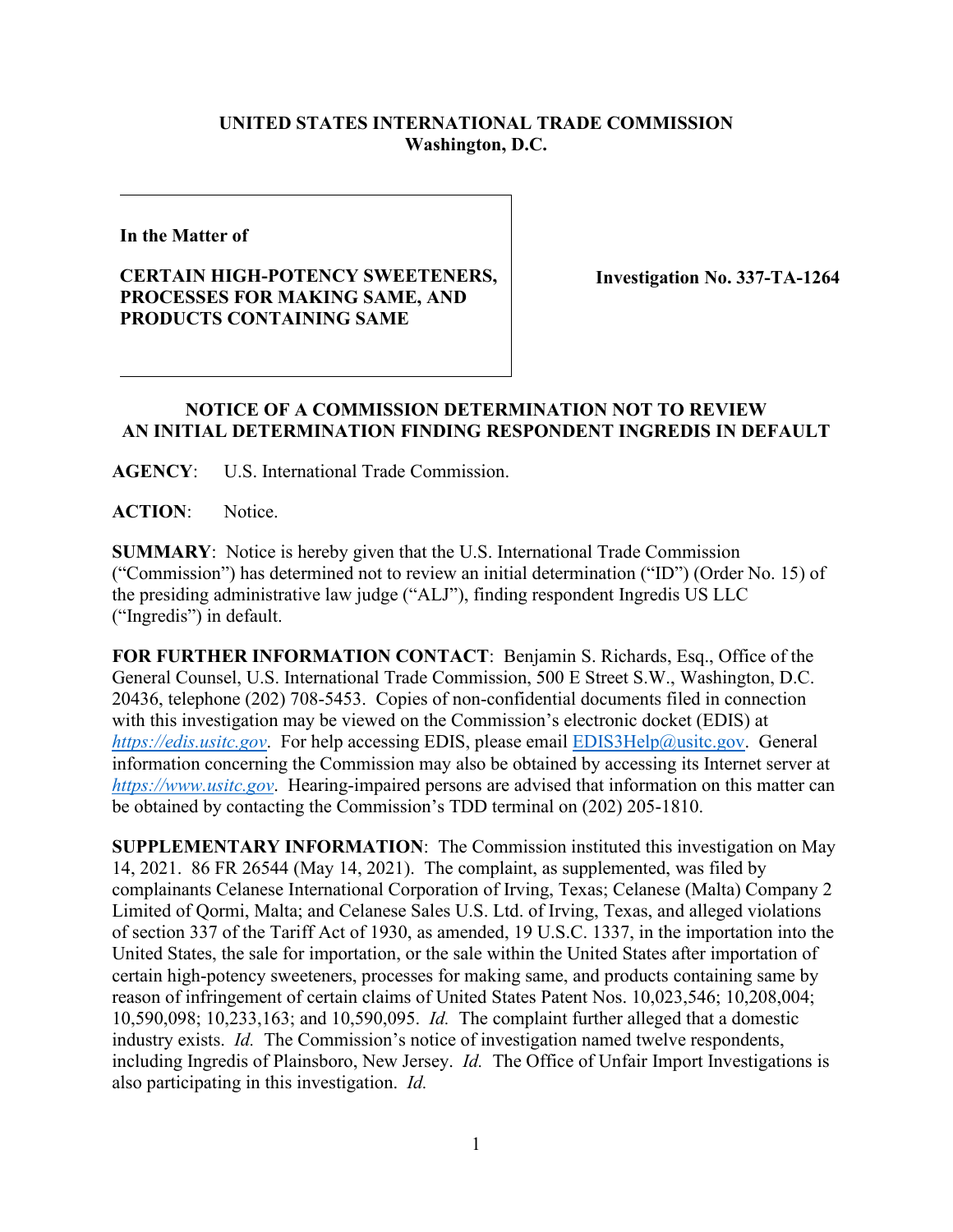**UNITED STATES INTERNATIONAL TRADE COMMISSION**
**Washington, D.C.**

**In the Matter of**

**CERTAIN HIGH-POTENCY SWEETENERS, PROCESSES FOR MAKING SAME, AND PRODUCTS CONTAINING SAME**

**Investigation No. 337-TA-1264**

**NOTICE OF A COMMISSION DETERMINATION NOT TO REVIEW AN INITIAL DETERMINATION FINDING RESPONDENT INGREDIS IN DEFAULT**

**AGENCY**: U.S. International Trade Commission.

**ACTION**: Notice.

**SUMMARY**: Notice is hereby given that the U.S. International Trade Commission ("Commission") has determined not to review an initial determination ("ID") (Order No. 15) of the presiding administrative law judge ("ALJ"), finding respondent Ingredis US LLC ("Ingredis") in default.

**FOR FURTHER INFORMATION CONTACT**: Benjamin S. Richards, Esq., Office of the General Counsel, U.S. International Trade Commission, 500 E Street S.W., Washington, D.C. 20436, telephone (202) 708-5453. Copies of non-confidential documents filed in connection with this investigation may be viewed on the Commission's electronic docket (EDIS) at *https://edis.usitc.gov*. For help accessing EDIS, please email EDIS3Help@usitc.gov. General information concerning the Commission may also be obtained by accessing its Internet server at *https://www.usitc.gov*. Hearing-impaired persons are advised that information on this matter can be obtained by contacting the Commission's TDD terminal on (202) 205-1810.

**SUPPLEMENTARY INFORMATION**: The Commission instituted this investigation on May 14, 2021. 86 FR 26544 (May 14, 2021). The complaint, as supplemented, was filed by complainants Celanese International Corporation of Irving, Texas; Celanese (Malta) Company 2 Limited of Qormi, Malta; and Celanese Sales U.S. Ltd. of Irving, Texas, and alleged violations of section 337 of the Tariff Act of 1930, as amended, 19 U.S.C. 1337, in the importation into the United States, the sale for importation, or the sale within the United States after importation of certain high-potency sweeteners, processes for making same, and products containing same by reason of infringement of certain claims of United States Patent Nos. 10,023,546; 10,208,004; 10,590,098; 10,233,163; and 10,590,095. *Id.* The complaint further alleged that a domestic industry exists. *Id.* The Commission's notice of investigation named twelve respondents, including Ingredis of Plainsboro, New Jersey. *Id.* The Office of Unfair Import Investigations is also participating in this investigation. *Id.*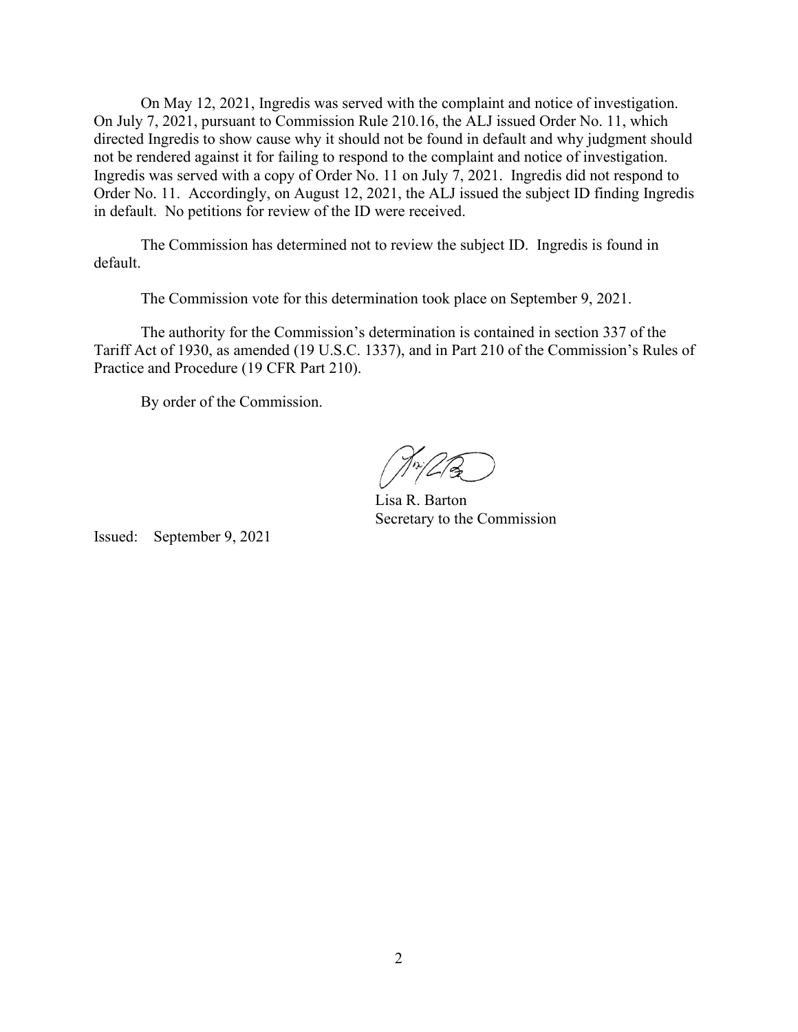On May 12, 2021, Ingredis was served with the complaint and notice of investigation. On July 7, 2021, pursuant to Commission Rule 210.16, the ALJ issued Order No. 11, which directed Ingredis to show cause why it should not be found in default and why judgment should not be rendered against it for failing to respond to the complaint and notice of investigation. Ingredis was served with a copy of Order No. 11 on July 7, 2021. Ingredis did not respond to Order No. 11. Accordingly, on August 12, 2021, the ALJ issued the subject ID finding Ingredis in default. No petitions for review of the ID were received.

The Commission has determined not to review the subject ID. Ingredis is found in default.

The Commission vote for this determination took place on September 9, 2021.

The authority for the Commission's determination is contained in section 337 of the Tariff Act of 1930, as amended (19 U.S.C. 1337), and in Part 210 of the Commission's Rules of Practice and Procedure (19 CFR Part 210).

By order of the Commission.

Lisa R. Barton
Secretary to the Commission

Issued: September 9, 2021